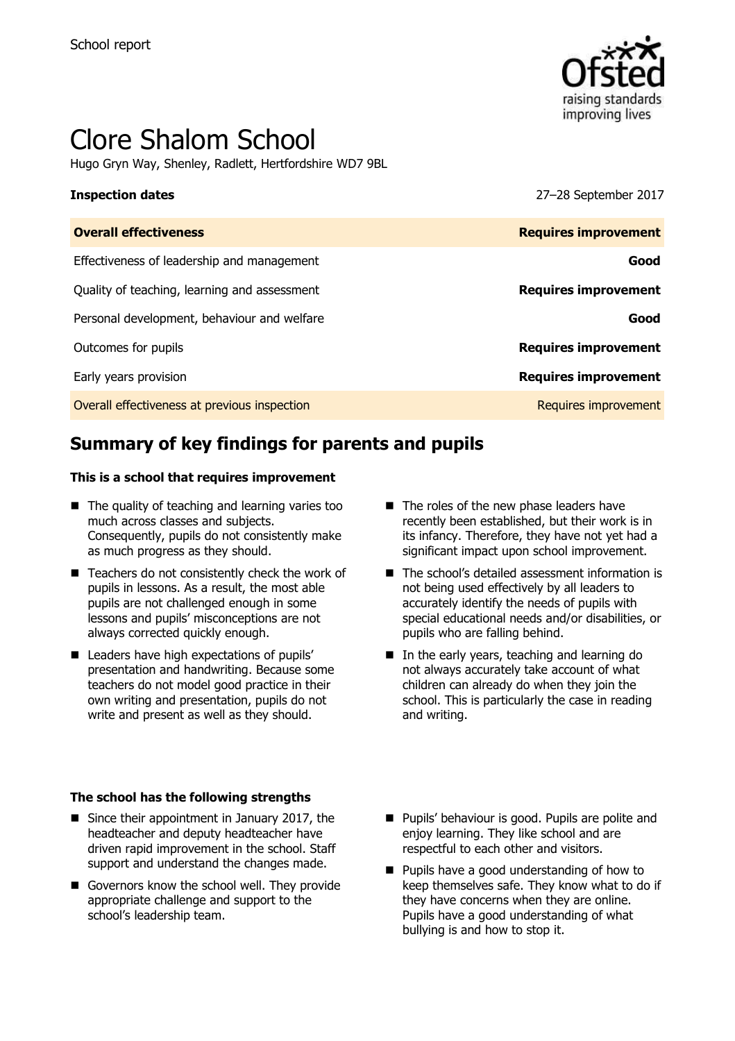School report

# Clore Shalom School

Hugo Gryn Way, Shenley, Radlett, Hertfordshire WD7 9BL

| **Inspection dates** | 27–28 September 2017 |
| --- | --- |
| **Overall effectiveness** | **Requires improvement** |
| Effectiveness of leadership and management | **Good** |
| Quality of teaching, learning and assessment | **Requires improvement** |
| Personal development, behaviour and welfare | **Good** |
| Outcomes for pupils | **Requires improvement** |
| Early years provision | **Requires improvement** |
| Overall effectiveness at previous inspection | Requires improvement |

## Summary of key findings for parents and pupils

**This is a school that requires improvement**

- The quality of teaching and learning varies too much across classes and subjects. Consequently, pupils do not consistently make as much progress as they should.
- Teachers do not consistently check the work of pupils in lessons. As a result, the most able pupils are not challenged enough in some lessons and pupils' misconceptions are not always corrected quickly enough.
- Leaders have high expectations of pupils' presentation and handwriting. Because some teachers do not model good practice in their own writing and presentation, pupils do not write and present as well as they should.
- The roles of the new phase leaders have recently been established, but their work is in its infancy. Therefore, they have not yet had a significant impact upon school improvement.
- The school's detailed assessment information is not being used effectively by all leaders to accurately identify the needs of pupils with special educational needs and/or disabilities, or pupils who are falling behind.
- In the early years, teaching and learning do not always accurately take account of what children can already do when they join the school. This is particularly the case in reading and writing.

**The school has the following strengths**

- Since their appointment in January 2017, the headteacher and deputy headteacher have driven rapid improvement in the school. Staff support and understand the changes made.
- Governors know the school well. They provide appropriate challenge and support to the school's leadership team.
- Pupils' behaviour is good. Pupils are polite and enjoy learning. They like school and are respectful to each other and visitors.
- Pupils have a good understanding of how to keep themselves safe. They know what to do if they have concerns when they are online. Pupils have a good understanding of what bullying is and how to stop it.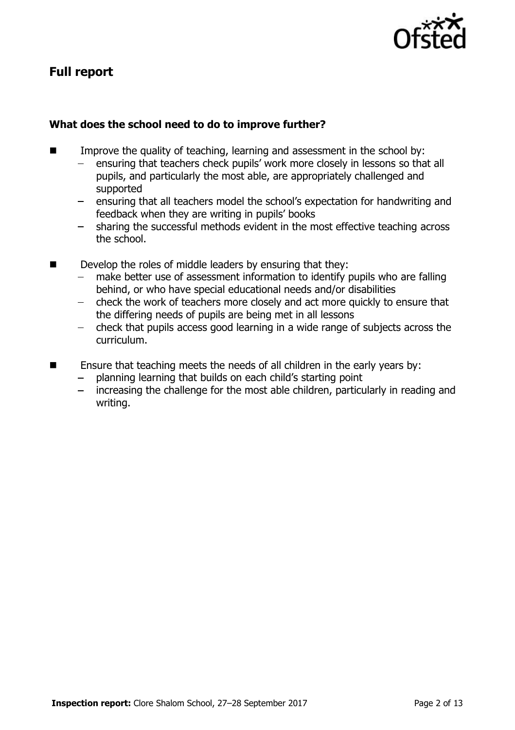## Full report

### What does the school need to do to improve further?

- Improve the quality of teaching, learning and assessment in the school by:
  - ensuring that teachers check pupils' work more closely in lessons so that all pupils, and particularly the most able, are appropriately challenged and supported
  - ensuring that all teachers model the school's expectation for handwriting and feedback when they are writing in pupils' books
  - sharing the successful methods evident in the most effective teaching across the school.
- Develop the roles of middle leaders by ensuring that they:
  - make better use of assessment information to identify pupils who are falling behind, or who have special educational needs and/or disabilities
  - check the work of teachers more closely and act more quickly to ensure that the differing needs of pupils are being met in all lessons
  - check that pupils access good learning in a wide range of subjects across the curriculum.
- Ensure that teaching meets the needs of all children in the early years by:
  - planning learning that builds on each child's starting point
  - increasing the challenge for the most able children, particularly in reading and writing.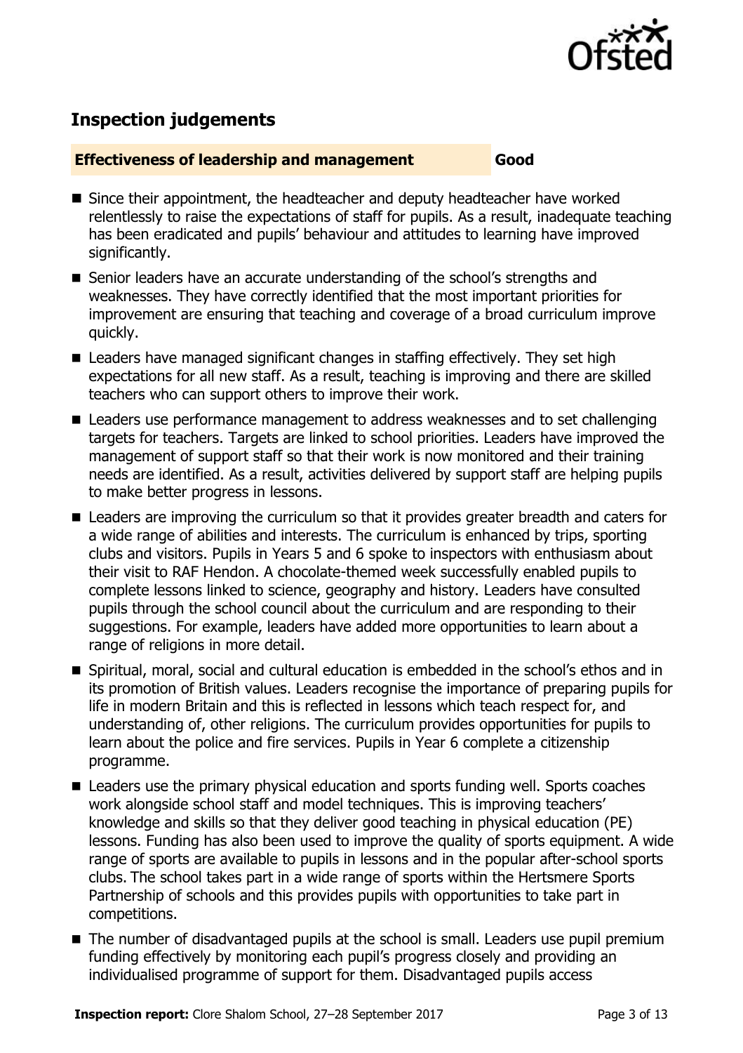## Inspection judgements

### Effectiveness of leadership and management — Good

- Since their appointment, the headteacher and deputy headteacher have worked relentlessly to raise the expectations of staff for pupils. As a result, inadequate teaching has been eradicated and pupils' behaviour and attitudes to learning have improved significantly.
- Senior leaders have an accurate understanding of the school's strengths and weaknesses. They have correctly identified that the most important priorities for improvement are ensuring that teaching and coverage of a broad curriculum improve quickly.
- Leaders have managed significant changes in staffing effectively. They set high expectations for all new staff. As a result, teaching is improving and there are skilled teachers who can support others to improve their work.
- Leaders use performance management to address weaknesses and to set challenging targets for teachers. Targets are linked to school priorities. Leaders have improved the management of support staff so that their work is now monitored and their training needs are identified. As a result, activities delivered by support staff are helping pupils to make better progress in lessons.
- Leaders are improving the curriculum so that it provides greater breadth and caters for a wide range of abilities and interests. The curriculum is enhanced by trips, sporting clubs and visitors. Pupils in Years 5 and 6 spoke to inspectors with enthusiasm about their visit to RAF Hendon. A chocolate-themed week successfully enabled pupils to complete lessons linked to science, geography and history. Leaders have consulted pupils through the school council about the curriculum and are responding to their suggestions. For example, leaders have added more opportunities to learn about a range of religions in more detail.
- Spiritual, moral, social and cultural education is embedded in the school's ethos and in its promotion of British values. Leaders recognise the importance of preparing pupils for life in modern Britain and this is reflected in lessons which teach respect for, and understanding of, other religions. The curriculum provides opportunities for pupils to learn about the police and fire services. Pupils in Year 6 complete a citizenship programme.
- Leaders use the primary physical education and sports funding well. Sports coaches work alongside school staff and model techniques. This is improving teachers' knowledge and skills so that they deliver good teaching in physical education (PE) lessons. Funding has also been used to improve the quality of sports equipment. A wide range of sports are available to pupils in lessons and in the popular after-school sports clubs. The school takes part in a wide range of sports within the Hertsmere Sports Partnership of schools and this provides pupils with opportunities to take part in competitions.
- The number of disadvantaged pupils at the school is small. Leaders use pupil premium funding effectively by monitoring each pupil's progress closely and providing an individualised programme of support for them. Disadvantaged pupils access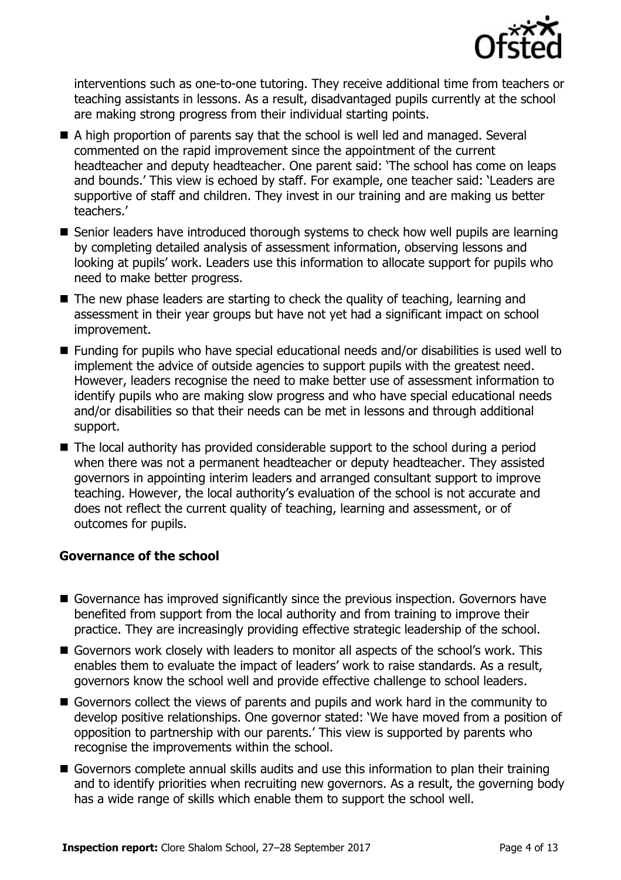interventions such as one-to-one tutoring. They receive additional time from teachers or teaching assistants in lessons. As a result, disadvantaged pupils currently at the school are making strong progress from their individual starting points.

- A high proportion of parents say that the school is well led and managed. Several commented on the rapid improvement since the appointment of the current headteacher and deputy headteacher. One parent said: 'The school has come on leaps and bounds.' This view is echoed by staff. For example, one teacher said: 'Leaders are supportive of staff and children. They invest in our training and are making us better teachers.'
- Senior leaders have introduced thorough systems to check how well pupils are learning by completing detailed analysis of assessment information, observing lessons and looking at pupils' work. Leaders use this information to allocate support for pupils who need to make better progress.
- The new phase leaders are starting to check the quality of teaching, learning and assessment in their year groups but have not yet had a significant impact on school improvement.
- Funding for pupils who have special educational needs and/or disabilities is used well to implement the advice of outside agencies to support pupils with the greatest need. However, leaders recognise the need to make better use of assessment information to identify pupils who are making slow progress and who have special educational needs and/or disabilities so that their needs can be met in lessons and through additional support.
- The local authority has provided considerable support to the school during a period when there was not a permanent headteacher or deputy headteacher. They assisted governors in appointing interim leaders and arranged consultant support to improve teaching. However, the local authority's evaluation of the school is not accurate and does not reflect the current quality of teaching, learning and assessment, or of outcomes for pupils.

### Governance of the school

- Governance has improved significantly since the previous inspection. Governors have benefited from support from the local authority and from training to improve their practice. They are increasingly providing effective strategic leadership of the school.
- Governors work closely with leaders to monitor all aspects of the school's work. This enables them to evaluate the impact of leaders' work to raise standards. As a result, governors know the school well and provide effective challenge to school leaders.
- Governors collect the views of parents and pupils and work hard in the community to develop positive relationships. One governor stated: 'We have moved from a position of opposition to partnership with our parents.' This view is supported by parents who recognise the improvements within the school.
- Governors complete annual skills audits and use this information to plan their training and to identify priorities when recruiting new governors. As a result, the governing body has a wide range of skills which enable them to support the school well.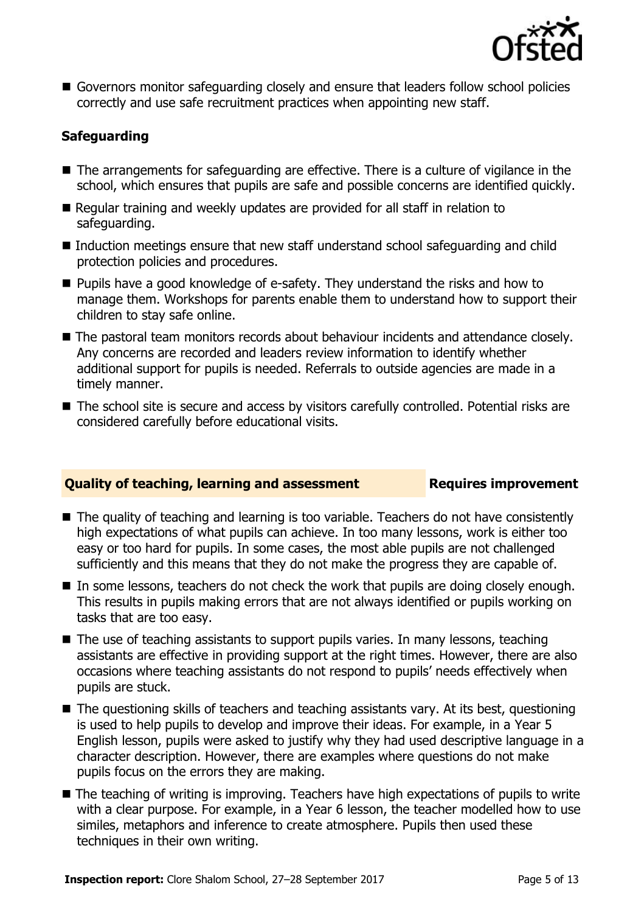- Governors monitor safeguarding closely and ensure that leaders follow school policies correctly and use safe recruitment practices when appointing new staff.

### Safeguarding

- The arrangements for safeguarding are effective. There is a culture of vigilance in the school, which ensures that pupils are safe and possible concerns are identified quickly.
- Regular training and weekly updates are provided for all staff in relation to safeguarding.
- Induction meetings ensure that new staff understand school safeguarding and child protection policies and procedures.
- Pupils have a good knowledge of e-safety. They understand the risks and how to manage them. Workshops for parents enable them to understand how to support their children to stay safe online.
- The pastoral team monitors records about behaviour incidents and attendance closely. Any concerns are recorded and leaders review information to identify whether additional support for pupils is needed. Referrals to outside agencies are made in a timely manner.
- The school site is secure and access by visitors carefully controlled. Potential risks are considered carefully before educational visits.

### Quality of teaching, learning and assessment — Requires improvement

- The quality of teaching and learning is too variable. Teachers do not have consistently high expectations of what pupils can achieve. In too many lessons, work is either too easy or too hard for pupils. In some cases, the most able pupils are not challenged sufficiently and this means that they do not make the progress they are capable of.
- In some lessons, teachers do not check the work that pupils are doing closely enough. This results in pupils making errors that are not always identified or pupils working on tasks that are too easy.
- The use of teaching assistants to support pupils varies. In many lessons, teaching assistants are effective in providing support at the right times. However, there are also occasions where teaching assistants do not respond to pupils' needs effectively when pupils are stuck.
- The questioning skills of teachers and teaching assistants vary. At its best, questioning is used to help pupils to develop and improve their ideas. For example, in a Year 5 English lesson, pupils were asked to justify why they had used descriptive language in a character description. However, there are examples where questions do not make pupils focus on the errors they are making.
- The teaching of writing is improving. Teachers have high expectations of pupils to write with a clear purpose. For example, in a Year 6 lesson, the teacher modelled how to use similes, metaphors and inference to create atmosphere. Pupils then used these techniques in their own writing.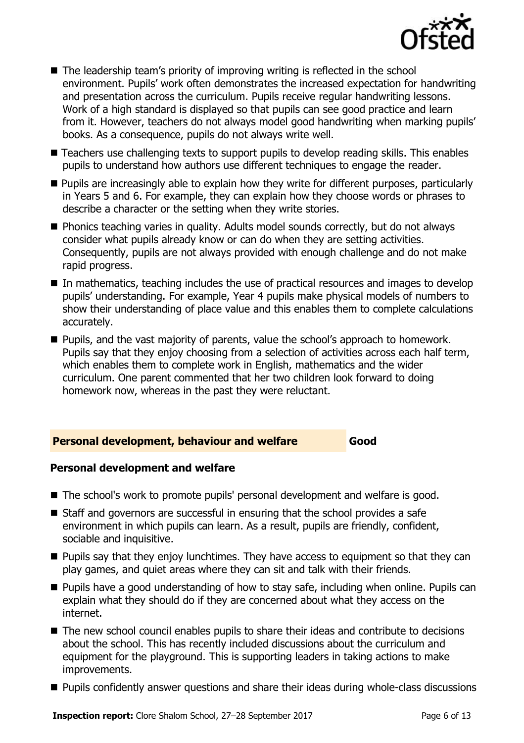- The leadership team's priority of improving writing is reflected in the school environment. Pupils' work often demonstrates the increased expectation for handwriting and presentation across the curriculum. Pupils receive regular handwriting lessons. Work of a high standard is displayed so that pupils can see good practice and learn from it. However, teachers do not always model good handwriting when marking pupils' books. As a consequence, pupils do not always write well.
- Teachers use challenging texts to support pupils to develop reading skills. This enables pupils to understand how authors use different techniques to engage the reader.
- Pupils are increasingly able to explain how they write for different purposes, particularly in Years 5 and 6. For example, they can explain how they choose words or phrases to describe a character or the setting when they write stories.
- Phonics teaching varies in quality. Adults model sounds correctly, but do not always consider what pupils already know or can do when they are setting activities. Consequently, pupils are not always provided with enough challenge and do not make rapid progress.
- In mathematics, teaching includes the use of practical resources and images to develop pupils' understanding. For example, Year 4 pupils make physical models of numbers to show their understanding of place value and this enables them to complete calculations accurately.
- Pupils, and the vast majority of parents, value the school's approach to homework. Pupils say that they enjoy choosing from a selection of activities across each half term, which enables them to complete work in English, mathematics and the wider curriculum. One parent commented that her two children look forward to doing homework now, whereas in the past they were reluctant.

## Personal development, behaviour and welfare — Good

### Personal development and welfare

- The school's work to promote pupils' personal development and welfare is good.
- Staff and governors are successful in ensuring that the school provides a safe environment in which pupils can learn. As a result, pupils are friendly, confident, sociable and inquisitive.
- Pupils say that they enjoy lunchtimes. They have access to equipment so that they can play games, and quiet areas where they can sit and talk with their friends.
- Pupils have a good understanding of how to stay safe, including when online. Pupils can explain what they should do if they are concerned about what they access on the internet.
- The new school council enables pupils to share their ideas and contribute to decisions about the school. This has recently included discussions about the curriculum and equipment for the playground. This is supporting leaders in taking actions to make improvements.
- Pupils confidently answer questions and share their ideas during whole-class discussions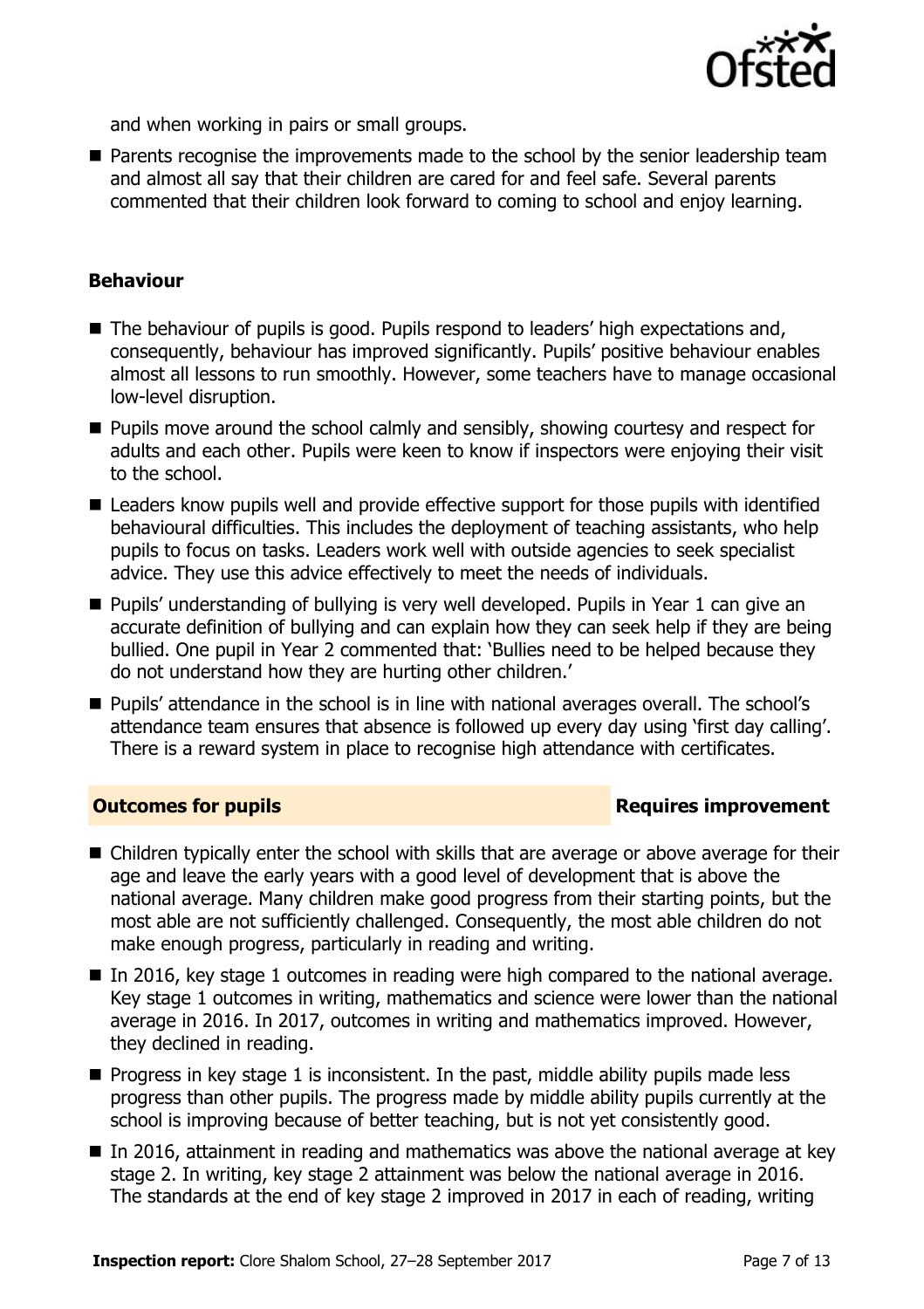and when working in pairs or small groups.

- Parents recognise the improvements made to the school by the senior leadership team and almost all say that their children are cared for and feel safe. Several parents commented that their children look forward to coming to school and enjoy learning.

### Behaviour

- The behaviour of pupils is good. Pupils respond to leaders' high expectations and, consequently, behaviour has improved significantly. Pupils' positive behaviour enables almost all lessons to run smoothly. However, some teachers have to manage occasional low-level disruption.
- Pupils move around the school calmly and sensibly, showing courtesy and respect for adults and each other. Pupils were keen to know if inspectors were enjoying their visit to the school.
- Leaders know pupils well and provide effective support for those pupils with identified behavioural difficulties. This includes the deployment of teaching assistants, who help pupils to focus on tasks. Leaders work well with outside agencies to seek specialist advice. They use this advice effectively to meet the needs of individuals.
- Pupils' understanding of bullying is very well developed. Pupils in Year 1 can give an accurate definition of bullying and can explain how they can seek help if they are being bullied. One pupil in Year 2 commented that: 'Bullies need to be helped because they do not understand how they are hurting other children.'
- Pupils' attendance in the school is in line with national averages overall. The school's attendance team ensures that absence is followed up every day using 'first day calling'. There is a reward system in place to recognise high attendance with certificates.

## Outcomes for pupils — Requires improvement

- Children typically enter the school with skills that are average or above average for their age and leave the early years with a good level of development that is above the national average. Many children make good progress from their starting points, but the most able are not sufficiently challenged. Consequently, the most able children do not make enough progress, particularly in reading and writing.
- In 2016, key stage 1 outcomes in reading were high compared to the national average. Key stage 1 outcomes in writing, mathematics and science were lower than the national average in 2016. In 2017, outcomes in writing and mathematics improved. However, they declined in reading.
- Progress in key stage 1 is inconsistent. In the past, middle ability pupils made less progress than other pupils. The progress made by middle ability pupils currently at the school is improving because of better teaching, but is not yet consistently good.
- In 2016, attainment in reading and mathematics was above the national average at key stage 2. In writing, key stage 2 attainment was below the national average in 2016. The standards at the end of key stage 2 improved in 2017 in each of reading, writing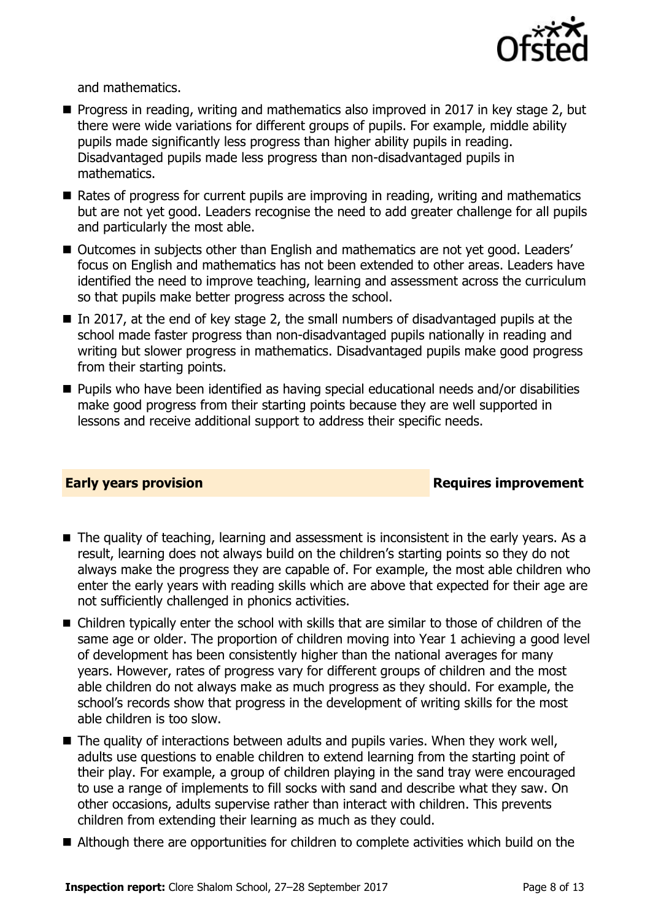and mathematics.

- Progress in reading, writing and mathematics also improved in 2017 in key stage 2, but there were wide variations for different groups of pupils. For example, middle ability pupils made significantly less progress than higher ability pupils in reading. Disadvantaged pupils made less progress than non-disadvantaged pupils in mathematics.
- Rates of progress for current pupils are improving in reading, writing and mathematics but are not yet good. Leaders recognise the need to add greater challenge for all pupils and particularly the most able.
- Outcomes in subjects other than English and mathematics are not yet good. Leaders' focus on English and mathematics has not been extended to other areas. Leaders have identified the need to improve teaching, learning and assessment across the curriculum so that pupils make better progress across the school.
- In 2017, at the end of key stage 2, the small numbers of disadvantaged pupils at the school made faster progress than non-disadvantaged pupils nationally in reading and writing but slower progress in mathematics. Disadvantaged pupils make good progress from their starting points.
- Pupils who have been identified as having special educational needs and/or disabilities make good progress from their starting points because they are well supported in lessons and receive additional support to address their specific needs.

## Early years provision — Requires improvement

- The quality of teaching, learning and assessment is inconsistent in the early years. As a result, learning does not always build on the children's starting points so they do not always make the progress they are capable of. For example, the most able children who enter the early years with reading skills which are above that expected for their age are not sufficiently challenged in phonics activities.
- Children typically enter the school with skills that are similar to those of children of the same age or older. The proportion of children moving into Year 1 achieving a good level of development has been consistently higher than the national averages for many years. However, rates of progress vary for different groups of children and the most able children do not always make as much progress as they should. For example, the school's records show that progress in the development of writing skills for the most able children is too slow.
- The quality of interactions between adults and pupils varies. When they work well, adults use questions to enable children to extend learning from the starting point of their play. For example, a group of children playing in the sand tray were encouraged to use a range of implements to fill socks with sand and describe what they saw. On other occasions, adults supervise rather than interact with children. This prevents children from extending their learning as much as they could.
- Although there are opportunities for children to complete activities which build on the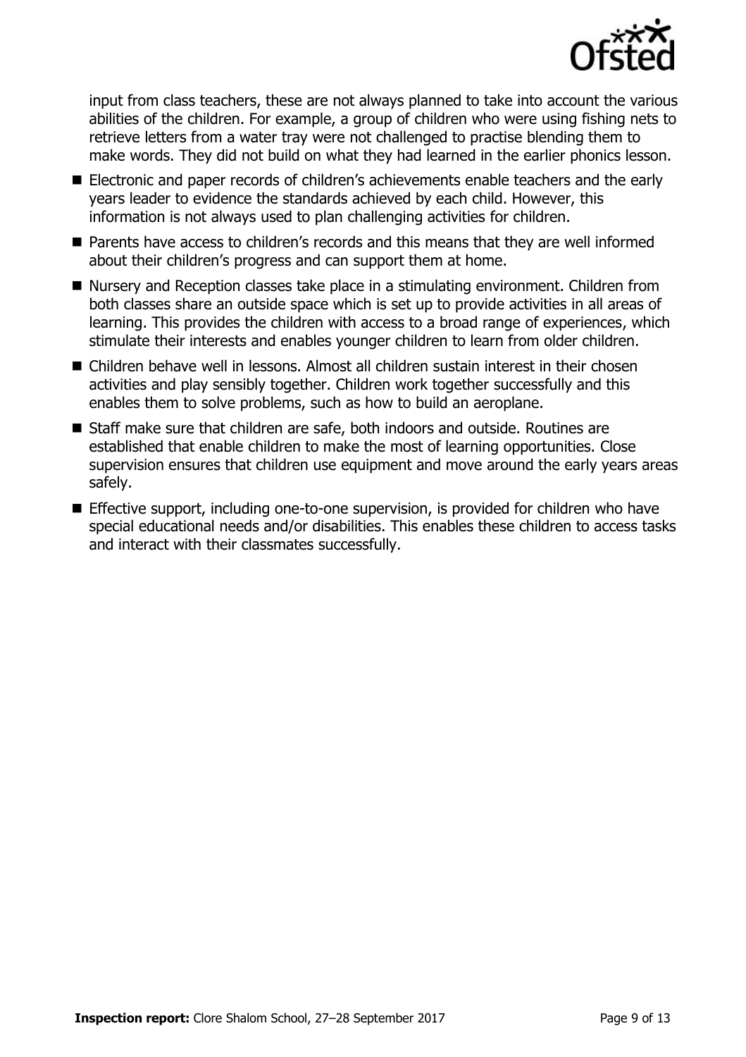input from class teachers, these are not always planned to take into account the various abilities of the children. For example, a group of children who were using fishing nets to retrieve letters from a water tray were not challenged to practise blending them to make words. They did not build on what they had learned in the earlier phonics lesson.

- Electronic and paper records of children's achievements enable teachers and the early years leader to evidence the standards achieved by each child. However, this information is not always used to plan challenging activities for children.
- Parents have access to children's records and this means that they are well informed about their children's progress and can support them at home.
- Nursery and Reception classes take place in a stimulating environment. Children from both classes share an outside space which is set up to provide activities in all areas of learning. This provides the children with access to a broad range of experiences, which stimulate their interests and enables younger children to learn from older children.
- Children behave well in lessons. Almost all children sustain interest in their chosen activities and play sensibly together. Children work together successfully and this enables them to solve problems, such as how to build an aeroplane.
- Staff make sure that children are safe, both indoors and outside. Routines are established that enable children to make the most of learning opportunities. Close supervision ensures that children use equipment and move around the early years areas safely.
- Effective support, including one-to-one supervision, is provided for children who have special educational needs and/or disabilities. This enables these children to access tasks and interact with their classmates successfully.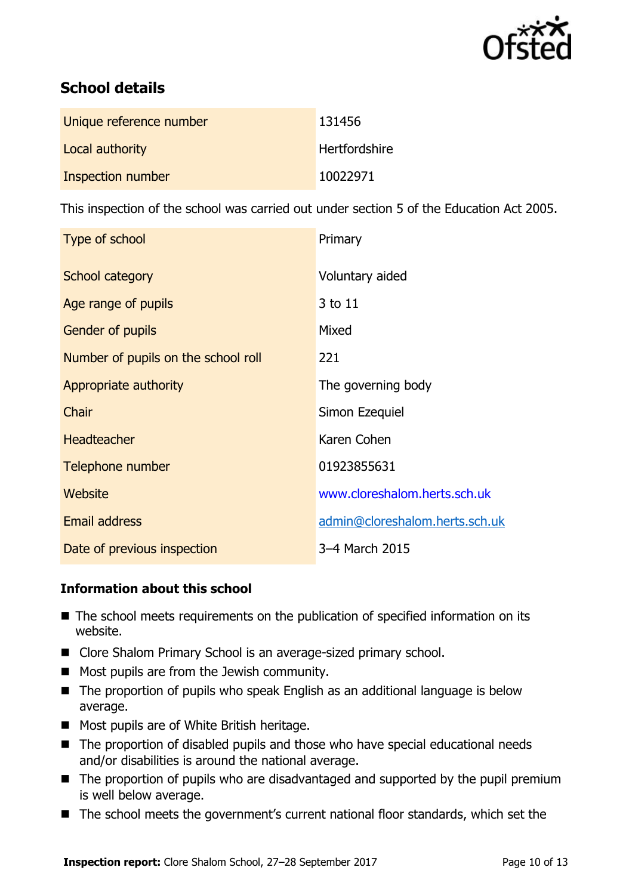## School details

| | |
|---|---|
| Unique reference number | 131456 |
| Local authority | Hertfordshire |
| Inspection number | 10022971 |

This inspection of the school was carried out under section 5 of the Education Act 2005.

| | |
|---|---|
| Type of school | Primary |
| School category | Voluntary aided |
| Age range of pupils | 3 to 11 |
| Gender of pupils | Mixed |
| Number of pupils on the school roll | 221 |
| Appropriate authority | The governing body |
| Chair | Simon Ezequiel |
| Headteacher | Karen Cohen |
| Telephone number | 01923855631 |
| Website | www.cloreshalom.herts.sch.uk |
| Email address | admin@cloreshalom.herts.sch.uk |
| Date of previous inspection | 3–4 March 2015 |

### Information about this school

- The school meets requirements on the publication of specified information on its website.
- Clore Shalom Primary School is an average-sized primary school.
- Most pupils are from the Jewish community.
- The proportion of pupils who speak English as an additional language is below average.
- Most pupils are of White British heritage.
- The proportion of disabled pupils and those who have special educational needs and/or disabilities is around the national average.
- The proportion of pupils who are disadvantaged and supported by the pupil premium is well below average.
- The school meets the government's current national floor standards, which set the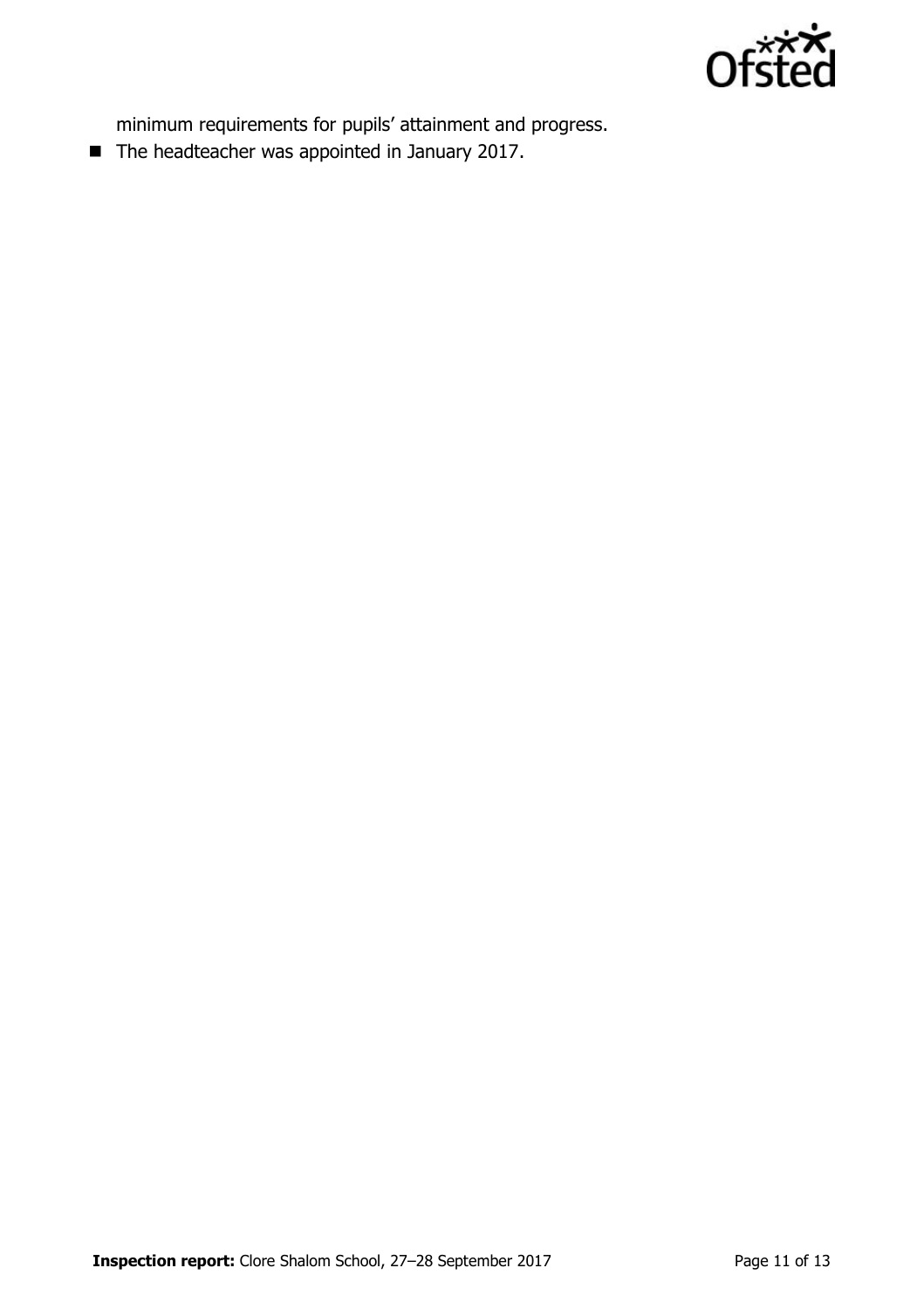minimum requirements for pupils' attainment and progress.

- The headteacher was appointed in January 2017.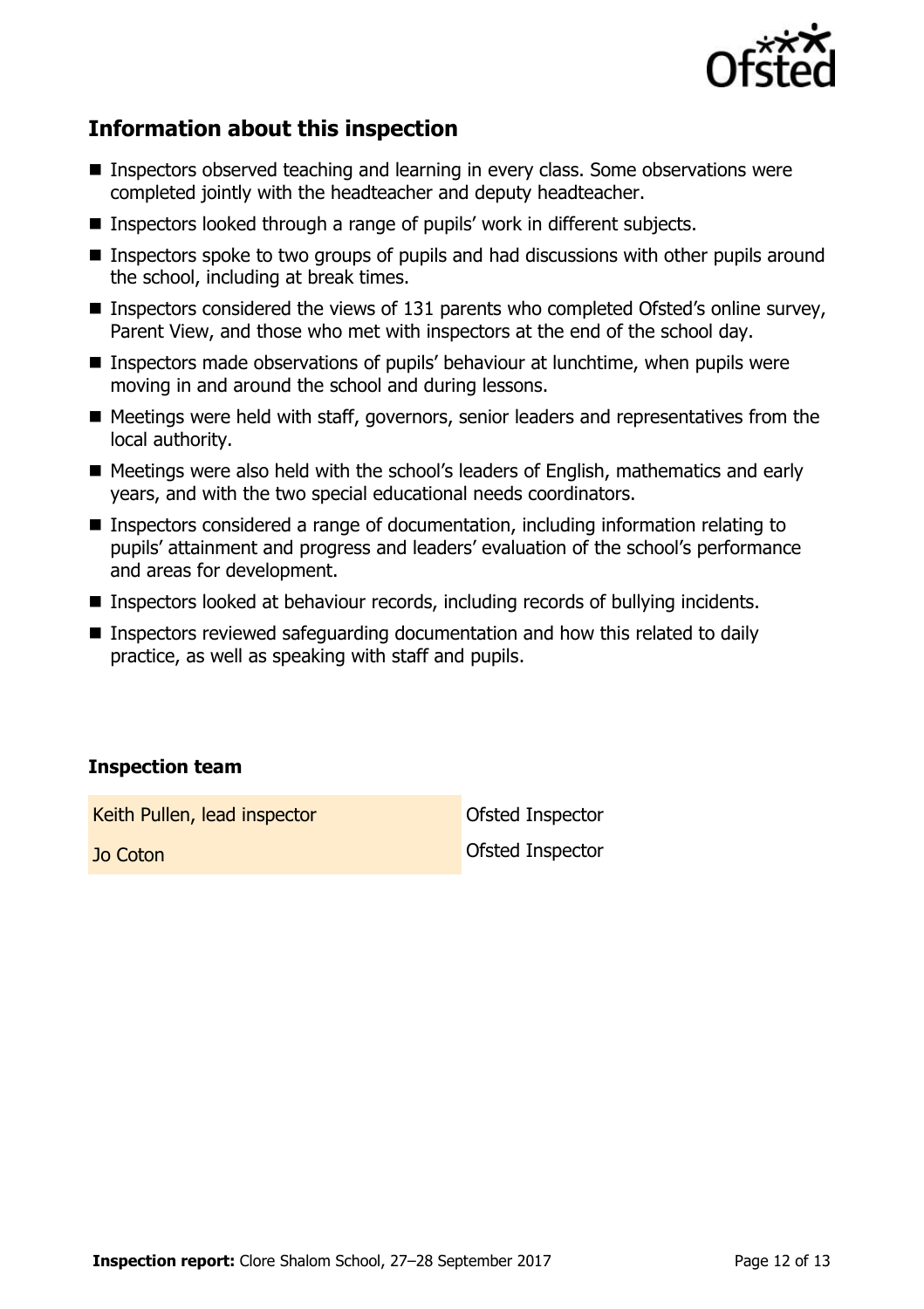## Information about this inspection

- Inspectors observed teaching and learning in every class. Some observations were completed jointly with the headteacher and deputy headteacher.
- Inspectors looked through a range of pupils' work in different subjects.
- Inspectors spoke to two groups of pupils and had discussions with other pupils around the school, including at break times.
- Inspectors considered the views of 131 parents who completed Ofsted's online survey, Parent View, and those who met with inspectors at the end of the school day.
- Inspectors made observations of pupils' behaviour at lunchtime, when pupils were moving in and around the school and during lessons.
- Meetings were held with staff, governors, senior leaders and representatives from the local authority.
- Meetings were also held with the school's leaders of English, mathematics and early years, and with the two special educational needs coordinators.
- Inspectors considered a range of documentation, including information relating to pupils' attainment and progress and leaders' evaluation of the school's performance and areas for development.
- Inspectors looked at behaviour records, including records of bullying incidents.
- Inspectors reviewed safeguarding documentation and how this related to daily practice, as well as speaking with staff and pupils.

### Inspection team

| | |
|---|---|
| Keith Pullen, lead inspector | Ofsted Inspector |
| Jo Coton | Ofsted Inspector |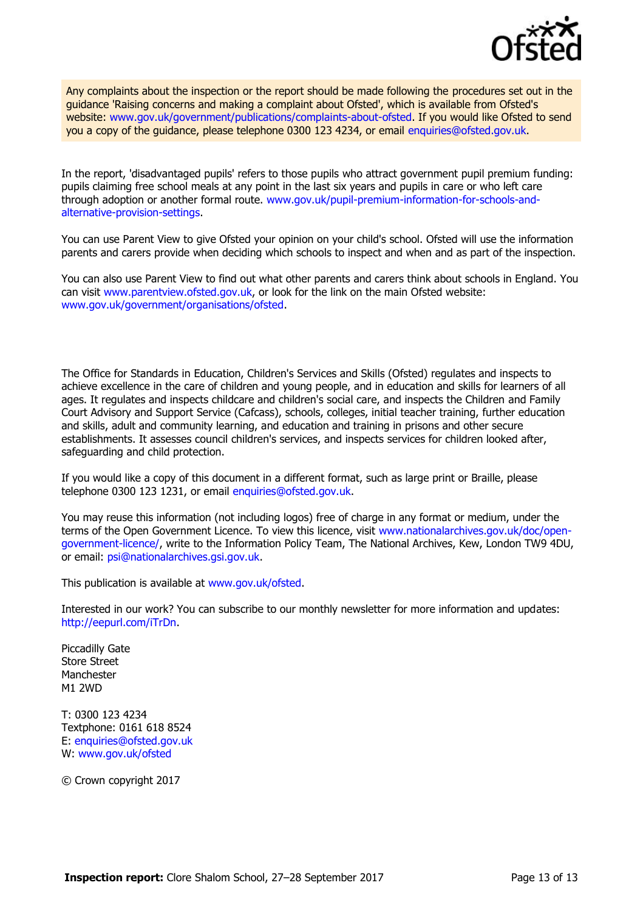Any complaints about the inspection or the report should be made following the procedures set out in the guidance 'Raising concerns and making a complaint about Ofsted', which is available from Ofsted's website: www.gov.uk/government/publications/complaints-about-ofsted. If you would like Ofsted to send you a copy of the guidance, please telephone 0300 123 4234, or email enquiries@ofsted.gov.uk.

In the report, 'disadvantaged pupils' refers to those pupils who attract government pupil premium funding: pupils claiming free school meals at any point in the last six years and pupils in care or who left care through adoption or another formal route. www.gov.uk/pupil-premium-information-for-schools-and-alternative-provision-settings.

You can use Parent View to give Ofsted your opinion on your child's school. Ofsted will use the information parents and carers provide when deciding which schools to inspect and when and as part of the inspection.

You can also use Parent View to find out what other parents and carers think about schools in England. You can visit www.parentview.ofsted.gov.uk, or look for the link on the main Ofsted website: www.gov.uk/government/organisations/ofsted.

The Office for Standards in Education, Children's Services and Skills (Ofsted) regulates and inspects to achieve excellence in the care of children and young people, and in education and skills for learners of all ages. It regulates and inspects childcare and children's social care, and inspects the Children and Family Court Advisory and Support Service (Cafcass), schools, colleges, initial teacher training, further education and skills, adult and community learning, and education and training in prisons and other secure establishments. It assesses council children's services, and inspects services for children looked after, safeguarding and child protection.

If you would like a copy of this document in a different format, such as large print or Braille, please telephone 0300 123 1231, or email enquiries@ofsted.gov.uk.

You may reuse this information (not including logos) free of charge in any format or medium, under the terms of the Open Government Licence. To view this licence, visit www.nationalarchives.gov.uk/doc/open-government-licence/, write to the Information Policy Team, The National Archives, Kew, London TW9 4DU, or email: psi@nationalarchives.gsi.gov.uk.

This publication is available at www.gov.uk/ofsted.

Interested in our work? You can subscribe to our monthly newsletter for more information and updates: http://eepurl.com/iTrDn.

Piccadilly Gate
Store Street
Manchester
M1 2WD

T: 0300 123 4234
Textphone: 0161 618 8524
E: enquiries@ofsted.gov.uk
W: www.gov.uk/ofsted

© Crown copyright 2017